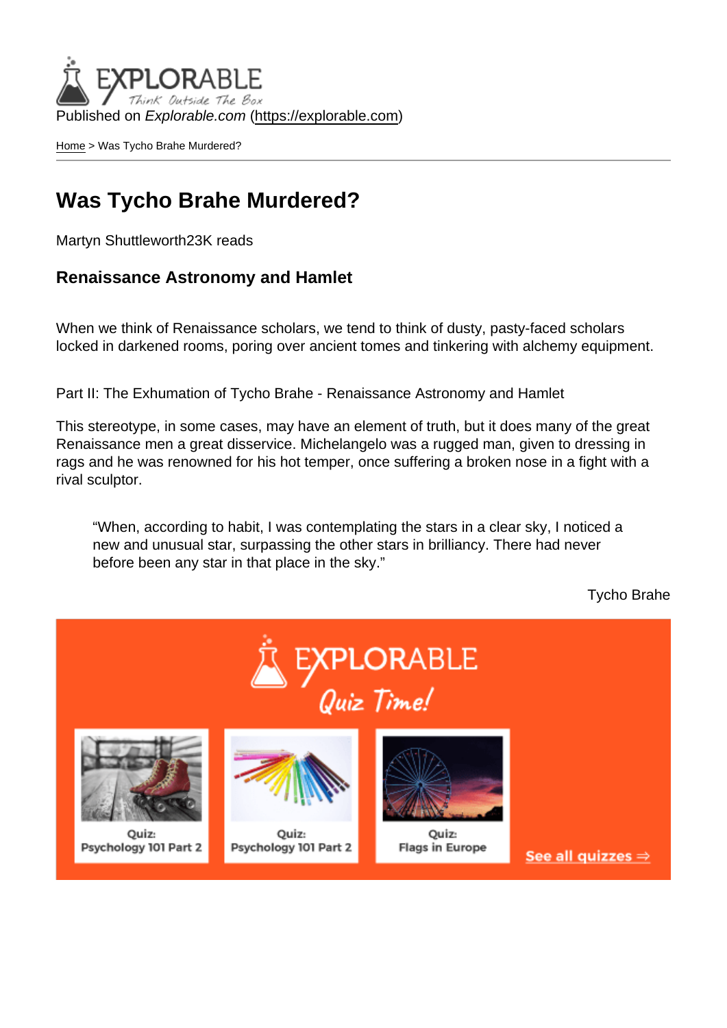Published on *Explorable.com* (https://explorable.com)

Home > Was Tycho Brahe Murdered?

# Was Tycho Brahe Murdered?

Martyn Shuttleworth23K reads

### Renaissance Astronomy and Hamlet

When we think of Renaissance scholars, we tend to think of dusty, pasty-faced scholars locked in darkened rooms, poring over ancient tomes and tinkering with alchemy equipment.

Part II: The Exhumation of Tycho Brahe - Renaissance Astronomy and Hamlet

This stereotype, in some cases, may have an element of truth, but it does many of the great Renaissance men a great disservice. Michelangelo was a rugged man, given to dressing in rags and he was renowned for his hot temper, once suffering a broken nose in a fight with a rival sculptor.

> "When, according to habit, I was contemplating the stars in a clear sky, I noticed a new and unusual star, surpassing the other stars in brilliancy. There had never before been any star in that place in the sky."

Tycho Brahe

EXPLORABLE
Quiz Time!

Quiz:
Psychology 101 Part 2

Quiz:
Psychology 101 Part 2

Quiz:
Flags in Europe

See all quizzes ⇒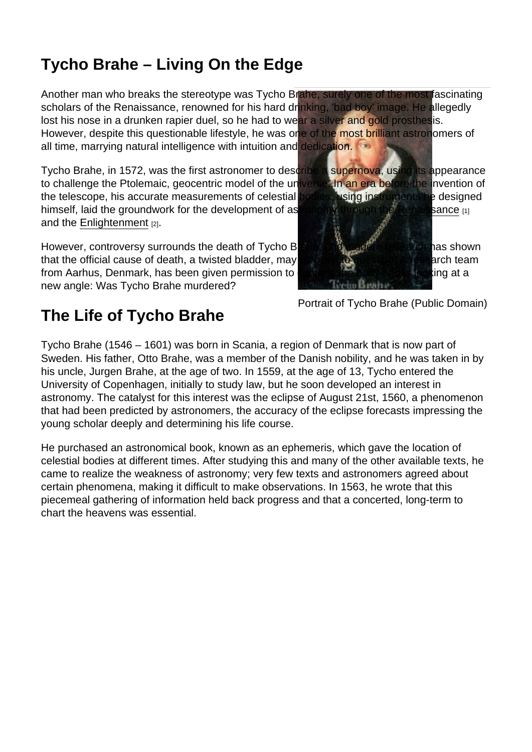## Tycho Brahe – Living On the Edge

Another man who breaks the stereotype was Tycho Brahe, surely one of the most fascinating scholars of the Renaissance, renowned for his hard drinking, 'bad boy' image. He allegedly lost his nose in a drunken rapier duel, so he had to wear a silver and gold prosthesis. However, despite this questionable lifestyle, he was one of the most brilliant astronomers of all time, marrying natural intelligence with intuition and dedication.

Tycho Brahe, in 1572, was the first astronomer to describe a supernova, using its appearance to challenge the Ptolemaic, geocentric model of the universe. In an era before the invention of the telescope, his accurate measurements of celestial bodies, using instruments he designed himself, laid the groundwork for the development of astronomy through the Renaissance [1] and the Enlightenment [2].

However, controversy surrounds the death of Tycho Brahe, and modern research has shown that the official cause of death, a twisted bladder, may be open to question. A research team from Aarhus, Denmark, has been given permission to exhume the body and is looking at a new angle: Was Tycho Brahe murdered?

Portrait of Tycho Brahe (Public Domain)

## The Life of Tycho Brahe

Tycho Brahe (1546 – 1601) was born in Scania, a region of Denmark that is now part of Sweden. His father, Otto Brahe, was a member of the Danish nobility, and he was taken in by his uncle, Jurgen Brahe, at the age of two. In 1559, at the age of 13, Tycho entered the University of Copenhagen, initially to study law, but he soon developed an interest in astronomy. The catalyst for this interest was the eclipse of August 21st, 1560, a phenomenon that had been predicted by astronomers, the accuracy of the eclipse forecasts impressing the young scholar deeply and determining his life course.

He purchased an astronomical book, known as an ephemeris, which gave the location of celestial bodies at different times. After studying this and many of the other available texts, he came to realize the weakness of astronomy; very few texts and astronomers agreed about certain phenomena, making it difficult to make observations. In 1563, he wrote that this piecemeal gathering of information held back progress and that a concerted, long-term to chart the heavens was essential.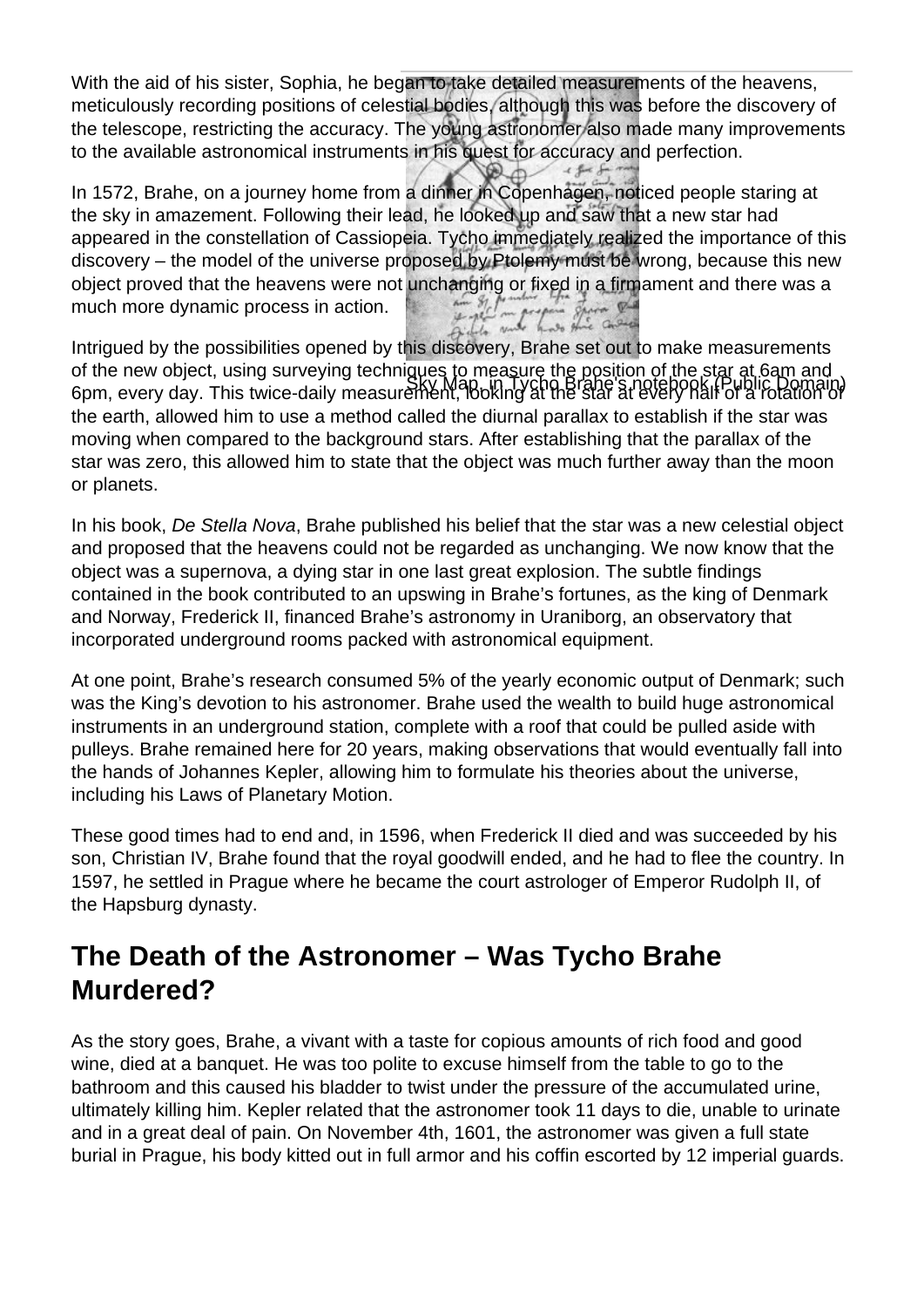With the aid of his sister, Sophia, he began to take detailed measurements of the heavens, meticulously recording positions of celestial bodies, although this was before the discovery of the telescope, restricting the accuracy. The young astronomer also made many improvements to the available astronomical instruments in his quest for accuracy and perfection.

In 1572, Brahe, on a journey home from a dinner in Copenhagen, noticed people staring at the sky in amazement. Following their lead, he looked up and saw that a new star had appeared in the constellation of Cassiopeia. Tycho immediately realized the importance of this discovery – the model of the universe proposed by Ptolemy must be wrong, because this new object proved that the heavens were not unchanging or fixed in a firmament and there was a much more dynamic process in action.

Sky Map, in Tycho Brahe's notebook (Public Domain)

Intrigued by the possibilities opened by this discovery, Brahe set out to make measurements of the new object, using surveying techniques to measure the position of the star at 6am and 6pm, every day. This twice-daily measurement, looking at the star at every half of a rotation of the earth, allowed him to use a method called the diurnal parallax to establish if the star was moving when compared to the background stars. After establishing that the parallax of the star was zero, this allowed him to state that the object was much further away than the moon or planets.

In his book, *De Stella Nova*, Brahe published his belief that the star was a new celestial object and proposed that the heavens could not be regarded as unchanging. We now know that the object was a supernova, a dying star in one last great explosion. The subtle findings contained in the book contributed to an upswing in Brahe's fortunes, as the king of Denmark and Norway, Frederick II, financed Brahe's astronomy in Uraniborg, an observatory that incorporated underground rooms packed with astronomical equipment.

At one point, Brahe's research consumed 5% of the yearly economic output of Denmark; such was the King's devotion to his astronomer. Brahe used the wealth to build huge astronomical instruments in an underground station, complete with a roof that could be pulled aside with pulleys. Brahe remained here for 20 years, making observations that would eventually fall into the hands of Johannes Kepler, allowing him to formulate his theories about the universe, including his Laws of Planetary Motion.

These good times had to end and, in 1596, when Frederick II died and was succeeded by his son, Christian IV, Brahe found that the royal goodwill ended, and he had to flee the country. In 1597, he settled in Prague where he became the court astrologer of Emperor Rudolph II, of the Hapsburg dynasty.

## The Death of the Astronomer – Was Tycho Brahe Murdered?

As the story goes, Brahe, a vivant with a taste for copious amounts of rich food and good wine, died at a banquet. He was too polite to excuse himself from the table to go to the bathroom and this caused his bladder to twist under the pressure of the accumulated urine, ultimately killing him. Kepler related that the astronomer took 11 days to die, unable to urinate and in a great deal of pain. On November 4th, 1601, the astronomer was given a full state burial in Prague, his body kitted out in full armor and his coffin escorted by 12 imperial guards.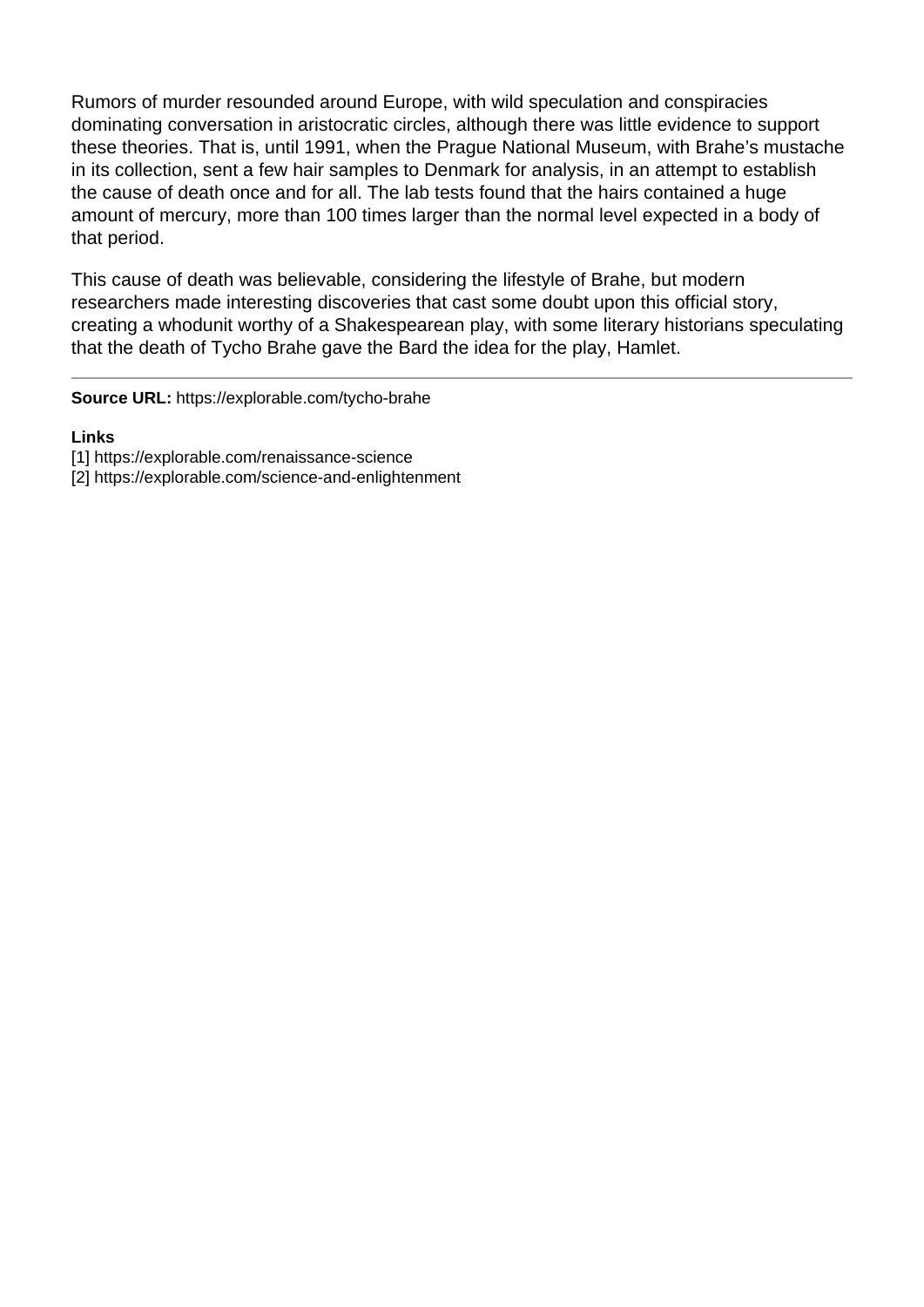Rumors of murder resounded around Europe, with wild speculation and conspiracies dominating conversation in aristocratic circles, although there was little evidence to support these theories. That is, until 1991, when the Prague National Museum, with Brahe's mustache in its collection, sent a few hair samples to Denmark for analysis, in an attempt to establish the cause of death once and for all. The lab tests found that the hairs contained a huge amount of mercury, more than 100 times larger than the normal level expected in a body of that period.

This cause of death was believable, considering the lifestyle of Brahe, but modern researchers made interesting discoveries that cast some doubt upon this official story, creating a whodunit worthy of a Shakespearean play, with some literary historians speculating that the death of Tycho Brahe gave the Bard the idea for the play, Hamlet.

---

**Source URL:** https://explorable.com/tycho-brahe

**Links**

[1] https://explorable.com/renaissance-science
[2] https://explorable.com/science-and-enlightenment